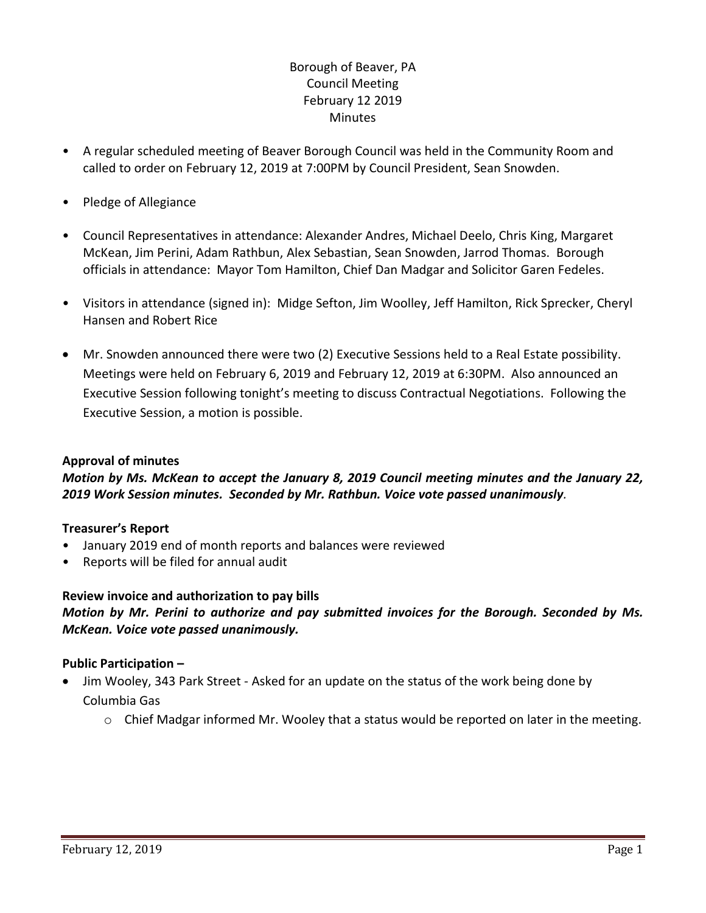Borough of Beaver, PA
Council Meeting
February 12 2019
Minutes

- A regular scheduled meeting of Beaver Borough Council was held in the Community Room and called to order on February 12, 2019 at 7:00PM by Council President, Sean Snowden.
- Pledge of Allegiance
- Council Representatives in attendance: Alexander Andres, Michael Deelo, Chris King, Margaret McKean, Jim Perini, Adam Rathbun, Alex Sebastian, Sean Snowden, Jarrod Thomas. Borough officials in attendance: Mayor Tom Hamilton, Chief Dan Madgar and Solicitor Garen Fedeles.
- Visitors in attendance (signed in): Midge Sefton, Jim Woolley, Jeff Hamilton, Rick Sprecker, Cheryl Hansen and Robert Rice
- Mr. Snowden announced there were two (2) Executive Sessions held to a Real Estate possibility. Meetings were held on February 6, 2019 and February 12, 2019 at 6:30PM. Also announced an Executive Session following tonight's meeting to discuss Contractual Negotiations. Following the Executive Session, a motion is possible.

**Approval of minutes**

***Motion by Ms. McKean to accept the January 8, 2019 Council meeting minutes and the January 22, 2019 Work Session minutes. Seconded by Mr. Rathbun. Voice vote passed unanimously*.**

**Treasurer's Report**

- January 2019 end of month reports and balances were reviewed
- Reports will be filed for annual audit

**Review invoice and authorization to pay bills**

***Motion by Mr. Perini to authorize and pay submitted invoices for the Borough. Seconded by Ms. McKean. Voice vote passed unanimously.***

**Public Participation –**

- Jim Wooley, 343 Park Street - Asked for an update on the status of the work being done by Columbia Gas
  - Chief Madgar informed Mr. Wooley that a status would be reported on later in the meeting.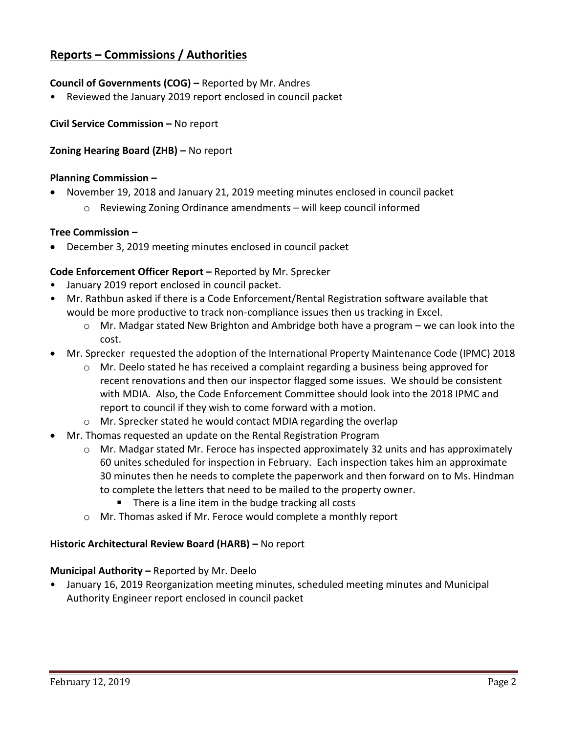## Reports – Commissions / Authorities

**Council of Governments (COG) –** Reported by Mr. Andres

- Reviewed the January 2019 report enclosed in council packet

**Civil Service Commission –** No report

**Zoning Hearing Board (ZHB) –** No report

**Planning Commission –**

- November 19, 2018 and January 21, 2019 meeting minutes enclosed in council packet
  - Reviewing Zoning Ordinance amendments – will keep council informed

**Tree Commission –**

- December 3, 2019 meeting minutes enclosed in council packet

**Code Enforcement Officer Report –** Reported by Mr. Sprecker

- January 2019 report enclosed in council packet.
- Mr. Rathbun asked if there is a Code Enforcement/Rental Registration software available that would be more productive to track non-compliance issues then us tracking in Excel.
  - Mr. Madgar stated New Brighton and Ambridge both have a program – we can look into the cost.
- Mr. Sprecker requested the adoption of the International Property Maintenance Code (IPMC) 2018
  - Mr. Deelo stated he has received a complaint regarding a business being approved for recent renovations and then our inspector flagged some issues. We should be consistent with MDIA. Also, the Code Enforcement Committee should look into the 2018 IPMC and report to council if they wish to come forward with a motion.
  - Mr. Sprecker stated he would contact MDIA regarding the overlap
- Mr. Thomas requested an update on the Rental Registration Program
  - Mr. Madgar stated Mr. Feroce has inspected approximately 32 units and has approximately 60 unites scheduled for inspection in February. Each inspection takes him an approximate 30 minutes then he needs to complete the paperwork and then forward on to Ms. Hindman to complete the letters that need to be mailed to the property owner.
    - There is a line item in the budge tracking all costs
  - Mr. Thomas asked if Mr. Feroce would complete a monthly report

**Historic Architectural Review Board (HARB) –** No report

**Municipal Authority –** Reported by Mr. Deelo

- January 16, 2019 Reorganization meeting minutes, scheduled meeting minutes and Municipal Authority Engineer report enclosed in council packet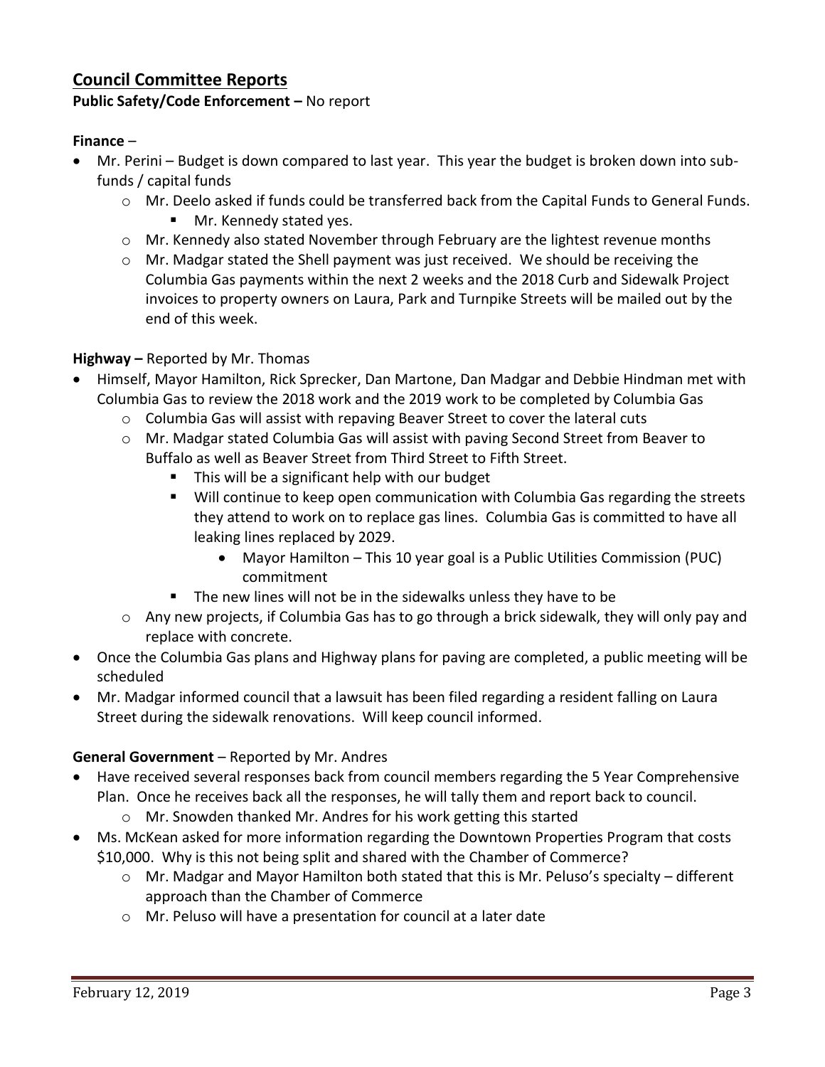## Council Committee Reports

**Public Safety/Code Enforcement –** No report

**Finance** –

- Mr. Perini – Budget is down compared to last year. This year the budget is broken down into sub-funds / capital funds
  - Mr. Deelo asked if funds could be transferred back from the Capital Funds to General Funds.
    - Mr. Kennedy stated yes.
  - Mr. Kennedy also stated November through February are the lightest revenue months
  - Mr. Madgar stated the Shell payment was just received. We should be receiving the Columbia Gas payments within the next 2 weeks and the 2018 Curb and Sidewalk Project invoices to property owners on Laura, Park and Turnpike Streets will be mailed out by the end of this week.

**Highway –** Reported by Mr. Thomas

- Himself, Mayor Hamilton, Rick Sprecker, Dan Martone, Dan Madgar and Debbie Hindman met with Columbia Gas to review the 2018 work and the 2019 work to be completed by Columbia Gas
  - Columbia Gas will assist with repaving Beaver Street to cover the lateral cuts
  - Mr. Madgar stated Columbia Gas will assist with paving Second Street from Beaver to Buffalo as well as Beaver Street from Third Street to Fifth Street.
    - This will be a significant help with our budget
    - Will continue to keep open communication with Columbia Gas regarding the streets they attend to work on to replace gas lines. Columbia Gas is committed to have all leaking lines replaced by 2029.
      - Mayor Hamilton – This 10 year goal is a Public Utilities Commission (PUC) commitment
    - The new lines will not be in the sidewalks unless they have to be
  - Any new projects, if Columbia Gas has to go through a brick sidewalk, they will only pay and replace with concrete.
- Once the Columbia Gas plans and Highway plans for paving are completed, a public meeting will be scheduled
- Mr. Madgar informed council that a lawsuit has been filed regarding a resident falling on Laura Street during the sidewalk renovations. Will keep council informed.

**General Government** – Reported by Mr. Andres

- Have received several responses back from council members regarding the 5 Year Comprehensive Plan. Once he receives back all the responses, he will tally them and report back to council.
  - Mr. Snowden thanked Mr. Andres for his work getting this started
- Ms. McKean asked for more information regarding the Downtown Properties Program that costs $10,000. Why is this not being split and shared with the Chamber of Commerce?
  - Mr. Madgar and Mayor Hamilton both stated that this is Mr. Peluso's specialty – different approach than the Chamber of Commerce
  - Mr. Peluso will have a presentation for council at a later date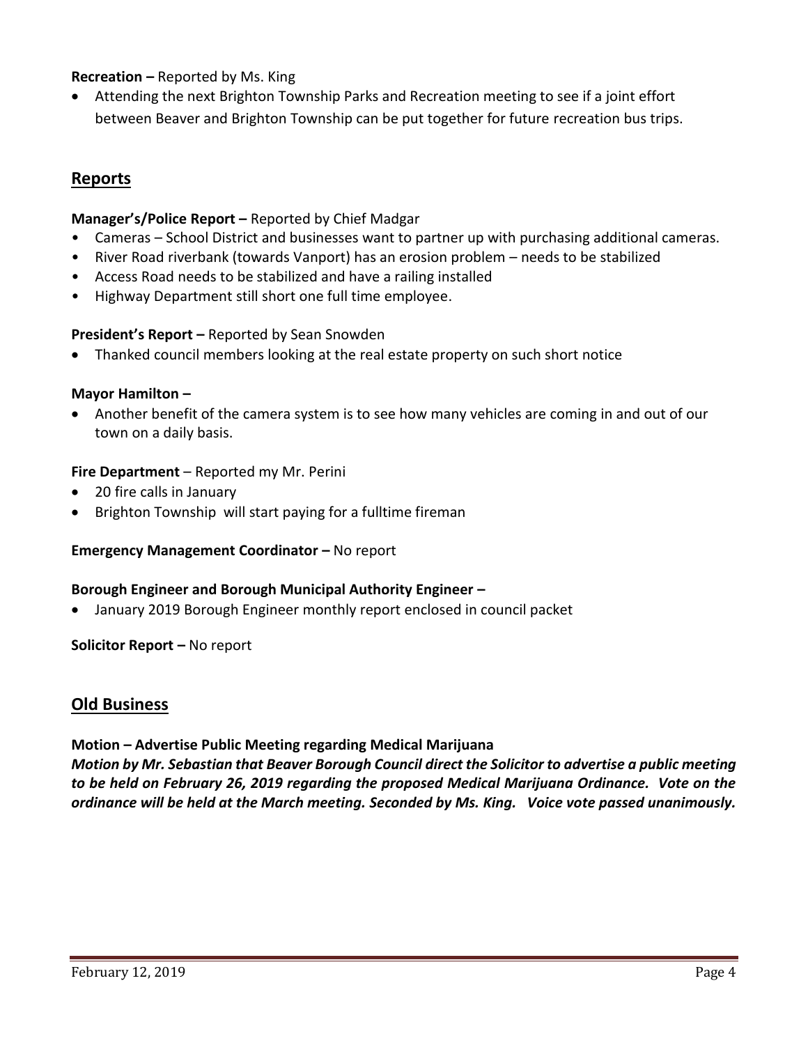**Recreation –** Reported by Ms. King

- Attending the next Brighton Township Parks and Recreation meeting to see if a joint effort between Beaver and Brighton Township can be put together for future recreation bus trips.

## Reports

**Manager's/Police Report –** Reported by Chief Madgar

- Cameras – School District and businesses want to partner up with purchasing additional cameras.
- River Road riverbank (towards Vanport) has an erosion problem – needs to be stabilized
- Access Road needs to be stabilized and have a railing installed
- Highway Department still short one full time employee.

**President's Report –** Reported by Sean Snowden

- Thanked council members looking at the real estate property on such short notice

**Mayor Hamilton –**

- Another benefit of the camera system is to see how many vehicles are coming in and out of our town on a daily basis.

**Fire Department** – Reported my Mr. Perini

- 20 fire calls in January
- Brighton Township will start paying for a fulltime fireman

**Emergency Management Coordinator –** No report

**Borough Engineer and Borough Municipal Authority Engineer –**

- January 2019 Borough Engineer monthly report enclosed in council packet

**Solicitor Report –** No report

## Old Business

**Motion – Advertise Public Meeting regarding Medical Marijuana**

***Motion by Mr. Sebastian that Beaver Borough Council direct the Solicitor to advertise a public meeting to be held on February 26, 2019 regarding the proposed Medical Marijuana Ordinance. Vote on the ordinance will be held at the March meeting. Seconded by Ms. King. Voice vote passed unanimously.***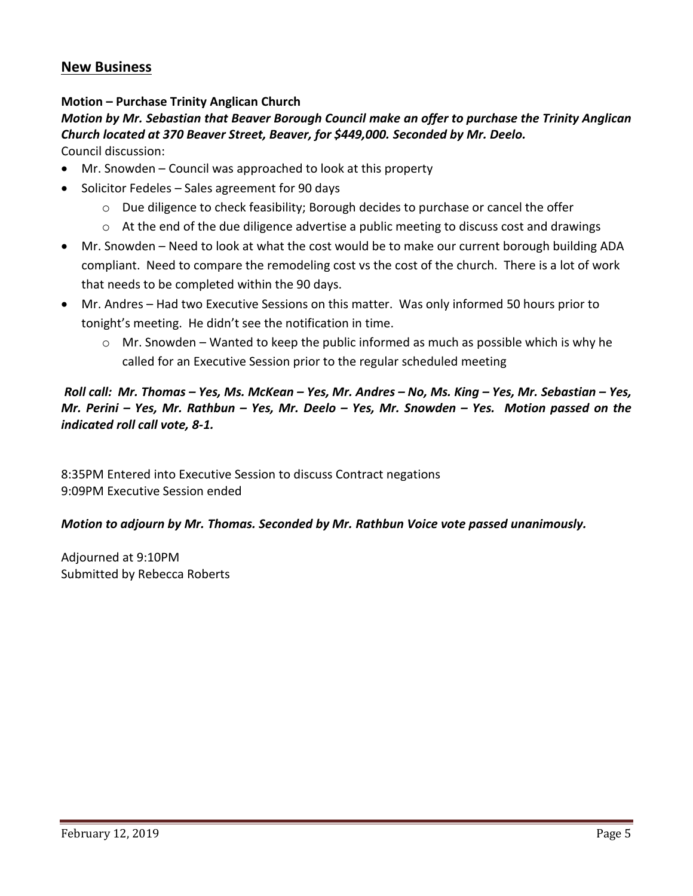## New Business

**Motion – Purchase Trinity Anglican Church**

***Motion by Mr. Sebastian that Beaver Borough Council make an offer to purchase the Trinity Anglican Church located at 370 Beaver Street, Beaver, for $449,000. Seconded by Mr. Deelo.***

Council discussion:

- Mr. Snowden – Council was approached to look at this property
- Solicitor Fedeles – Sales agreement for 90 days
  - Due diligence to check feasibility; Borough decides to purchase or cancel the offer
  - At the end of the due diligence advertise a public meeting to discuss cost and drawings
- Mr. Snowden – Need to look at what the cost would be to make our current borough building ADA compliant. Need to compare the remodeling cost vs the cost of the church. There is a lot of work that needs to be completed within the 90 days.
- Mr. Andres – Had two Executive Sessions on this matter. Was only informed 50 hours prior to tonight's meeting. He didn't see the notification in time.
  - Mr. Snowden – Wanted to keep the public informed as much as possible which is why he called for an Executive Session prior to the regular scheduled meeting

***Roll call: Mr. Thomas – Yes, Ms. McKean – Yes, Mr. Andres – No, Ms. King – Yes, Mr. Sebastian – Yes, Mr. Perini – Yes, Mr. Rathbun – Yes, Mr. Deelo – Yes, Mr. Snowden – Yes. Motion passed on the indicated roll call vote, 8-1.***

8:35PM Entered into Executive Session to discuss Contract negations
9:09PM Executive Session ended

***Motion to adjourn by Mr. Thomas. Seconded by Mr. Rathbun Voice vote passed unanimously.***

Adjourned at 9:10PM
Submitted by Rebecca Roberts